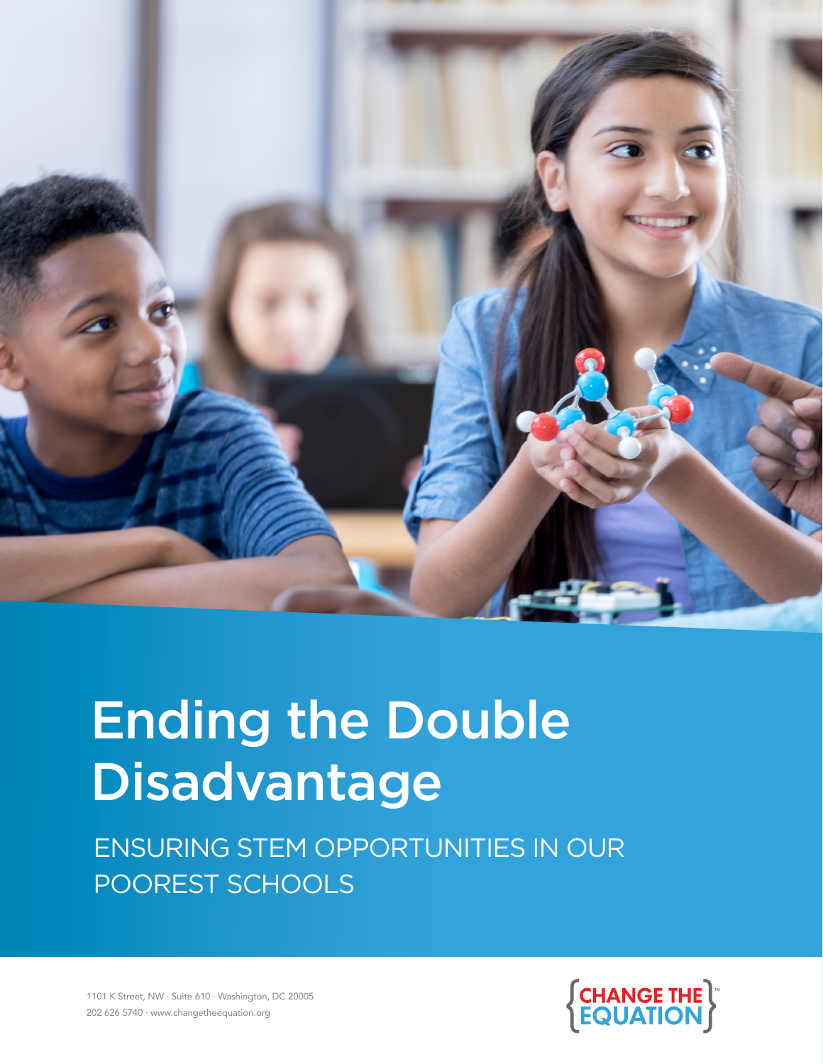# Ending the Double Disadvantage

ENSURING STEM OPPORTUNITIES IN OUR POOREST SCHOOLS

1101 K Street, NW · Suite 610 · Washington, DC 20005
202 626 5740 · www.changetheequation.org

CHANGE THE EQUATION™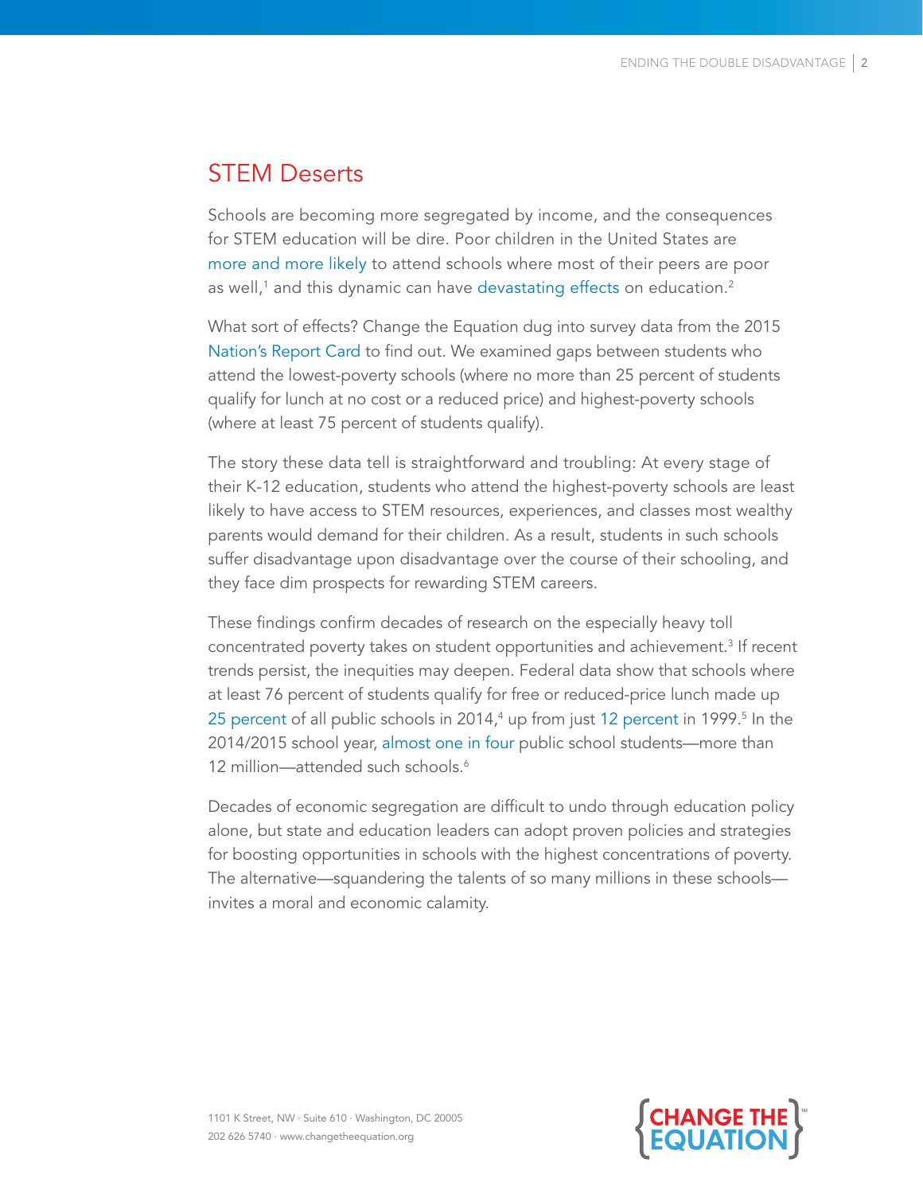## STEM Deserts

Schools are becoming more segregated by income, and the consequences for STEM education will be dire. Poor children in the United States are more and more likely to attend schools where most of their peers are poor as well,[1] and this dynamic can have devastating effects on education.[2]

What sort of effects? Change the Equation dug into survey data from the 2015 Nation's Report Card to find out. We examined gaps between students who attend the lowest-poverty schools (where no more than 25 percent of students qualify for lunch at no cost or a reduced price) and highest-poverty schools (where at least 75 percent of students qualify).

The story these data tell is straightforward and troubling: At every stage of their K-12 education, students who attend the highest-poverty schools are least likely to have access to STEM resources, experiences, and classes most wealthy parents would demand for their children. As a result, students in such schools suffer disadvantage upon disadvantage over the course of their schooling, and they face dim prospects for rewarding STEM careers.

These findings confirm decades of research on the especially heavy toll concentrated poverty takes on student opportunities and achievement.[3] If recent trends persist, the inequities may deepen. Federal data show that schools where at least 76 percent of students qualify for free or reduced-price lunch made up 25 percent of all public schools in 2014,[4] up from just 12 percent in 1999.[5] In the 2014/2015 school year, almost one in four public school students—more than 12 million—attended such schools.[6]

Decades of economic segregation are difficult to undo through education policy alone, but state and education leaders can adopt proven policies and strategies for boosting opportunities in schools with the highest concentrations of poverty. The alternative—squandering the talents of so many millions in these schools—invites a moral and economic calamity.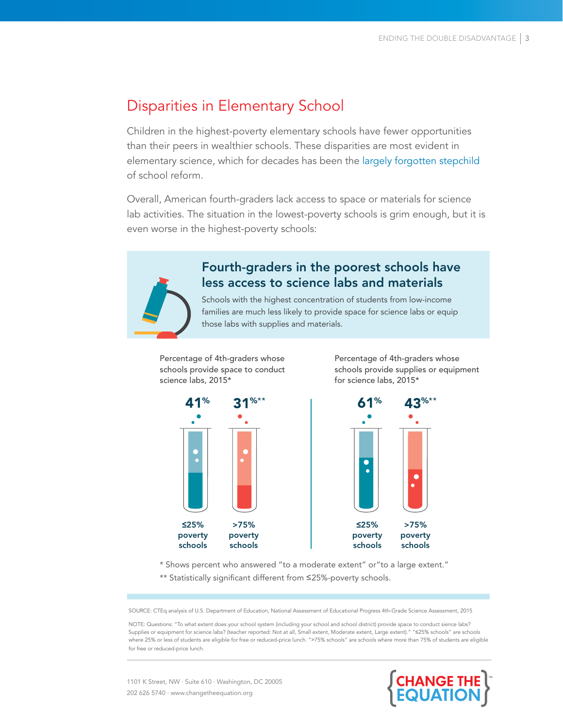## Disparities in Elementary School

Children in the highest-poverty elementary schools have fewer opportunities than their peers in wealthier schools. These disparities are most evident in elementary science, which for decades has been the largely forgotten stepchild of school reform.

Overall, American fourth-graders lack access to space or materials for science lab activities. The situation in the lowest-poverty schools is grim enough, but it is even worse in the highest-poverty schools:

### Fourth-graders in the poorest schools have less access to science labs and materials

Schools with the highest concentration of students from low-income families are much less likely to provide space for science labs or equip those labs with supplies and materials.

Percentage of 4th-graders whose schools provide space to conduct science labs, 2015*

| ≤25% poverty schools | >75% poverty schools |
| --- | --- |
| 41% | 31%** |

Percentage of 4th-graders whose schools provide supplies or equipment for science labs, 2015*

| ≤25% poverty schools | >75% poverty schools |
| --- | --- |
| 61% | 43%** |

* Shows percent who answered "to a moderate extent" or"to a large extent."

** Statistically significant different from ≤25%-poverty schools.

SOURCE: CTEq analysis of U.S. Department of Education, National Assessment of Educational Progress 4th-Grade Science Assessment, 2015

NOTE: Questions: "To what extent does your school system (including your school and school district) provide space to conduct sience labs? Supplies or equipment for science labs? (teacher reported: Not at all, Small extent, Moderate extent, Large extent)." "≤25% schools" are schools where 25% or less of students are eligible for free or reduced-price lunch. ">75% schools" are schools where more than 75% of students are eligible for free or reduced-price lunch.

1101 K Street, NW · Suite 610 · Washington, DC 20005
202 626 5740 · www.changetheequation.org

CHANGE THE EQUATION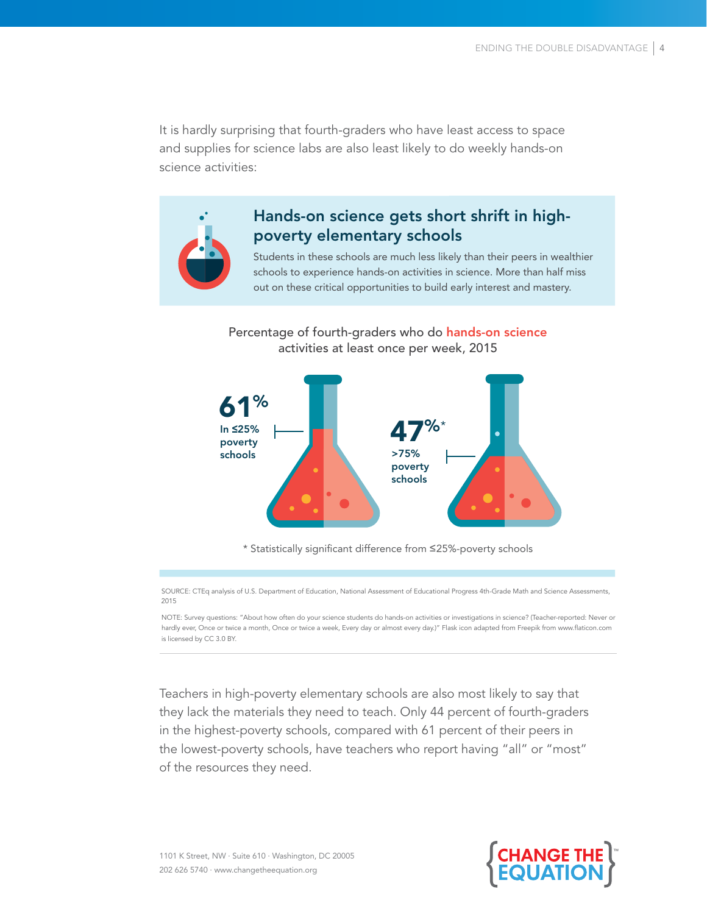It is hardly surprising that fourth-graders who have least access to space and supplies for science labs are also least likely to do weekly hands-on science activities:

## Hands-on science gets short shrift in high-poverty elementary schools

Students in these schools are much less likely than their peers in wealthier schools to experience hands-on activities in science. More than half miss out on these critical opportunities to build early interest and mastery.

Percentage of fourth-graders who do hands-on science activities at least once per week, 2015

**61%** In ≤25% poverty schools

**47%*** >75% poverty schools

* Statistically significant difference from ≤25%-poverty schools

SOURCE: CTEq analysis of U.S. Department of Education, National Assessment of Educational Progress 4th-Grade Math and Science Assessments, 2015

NOTE: Survey questions: "About how often do your science students do hands-on activities or investigations in science? (Teacher-reported: Never or hardly ever, Once or twice a month, Once or twice a week, Every day or almost every day.)" Flask icon adapted from Freepik from www.flaticon.com is licensed by CC 3.0 BY.

Teachers in high-poverty elementary schools are also most likely to say that they lack the materials they need to teach. Only 44 percent of fourth-graders in the highest-poverty schools, compared with 61 percent of their peers in the lowest-poverty schools, have teachers who report having "all" or "most" of the resources they need.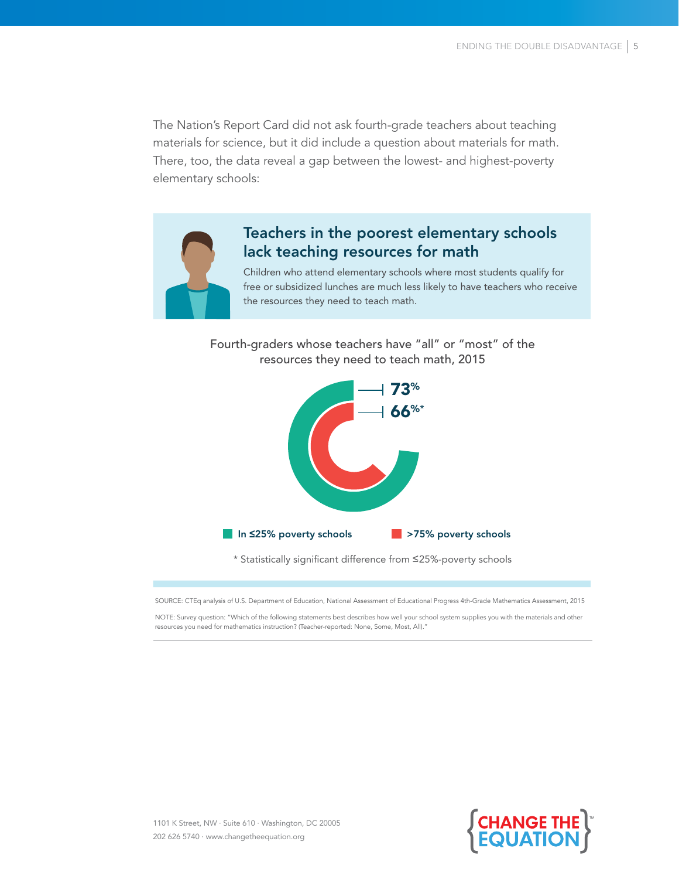The Nation's Report Card did not ask fourth-grade teachers about teaching materials for science, but it did include a question about materials for math. There, too, the data reveal a gap between the lowest- and highest-poverty elementary schools:

## Teachers in the poorest elementary schools lack teaching resources for math

Children who attend elementary schools where most students qualify for free or subsidized lunches are much less likely to have teachers who receive the resources they need to teach math.

Fourth-graders whose teachers have "all" or "most" of the resources they need to teach math, 2015

73%

66%*

In ≤25% poverty schools

>75% poverty schools

* Statistically significant difference from ≤25%-poverty schools

SOURCE: CTEq analysis of U.S. Department of Education, National Assessment of Educational Progress 4th-Grade Mathematics Assessment, 2015

NOTE: Survey question: "Which of the following statements best describes how well your school system supplies you with the materials and other resources you need for mathematics instruction? (Teacher-reported: None, Some, Most, All)."

1101 K Street, NW · Suite 610 · Washington, DC 20005
202 626 5740 · www.changetheequation.org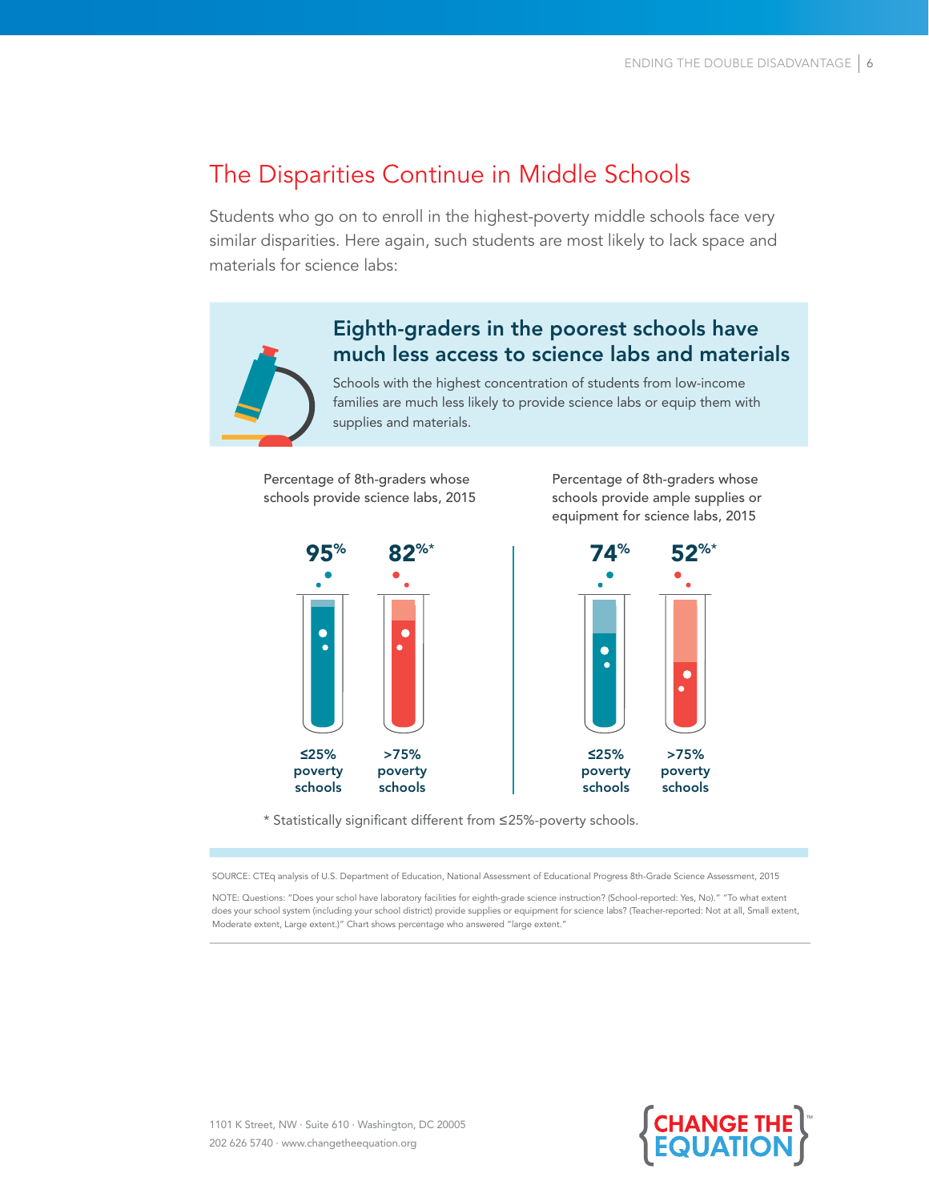## The Disparities Continue in Middle Schools

Students who go on to enroll in the highest-poverty middle schools face very similar disparities. Here again, such students are most likely to lack space and materials for science labs:

### Eighth-graders in the poorest schools have much less access to science labs and materials

Schools with the highest concentration of students from low-income families are much less likely to provide science labs or equip them with supplies and materials.

Percentage of 8th-graders whose schools provide science labs, 2015

| ≤25% poverty schools | >75% poverty schools |
| --- | --- |
| 95% | 82%* |

Percentage of 8th-graders whose schools provide ample supplies or equipment for science labs, 2015

| ≤25% poverty schools | >75% poverty schools |
| --- | --- |
| 74% | 52%* |

* Statistically significant different from ≤25%-poverty schools.

SOURCE: CTEq analysis of U.S. Department of Education, National Assessment of Educational Progress 8th-Grade Science Assessment, 2015

NOTE: Questions: "Does your schol have laboratory facilities for eighth-grade science instruction? (School-reported: Yes, No)." "To what extent does your school system (including your school district) provide supplies or equipment for science labs? (Teacher-reported: Not at all, Small extent, Moderate extent, Large extent.)" Chart shows percentage who answered "large extent."

1101 K Street, NW · Suite 610 · Washington, DC 20005
202 626 5740 · www.changetheequation.org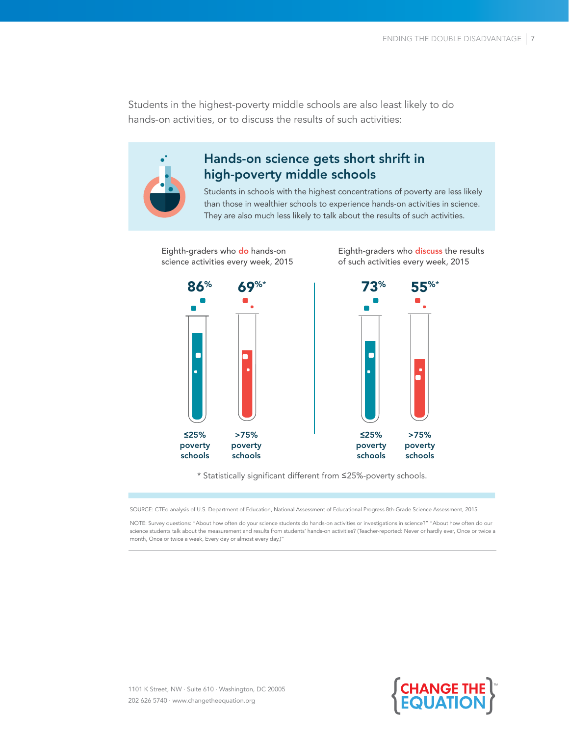Students in the highest-poverty middle schools are also least likely to do hands-on activities, or to discuss the results of such activities:

## Hands-on science gets short shrift in high-poverty middle schools

Students in schools with the highest concentrations of poverty are less likely than those in wealthier schools to experience hands-on activities in science. They are also much less likely to talk about the results of such activities.

Eighth-graders who **do** hands-on science activities every week, 2015

| ≤25% poverty schools | >75% poverty schools |
|---|---|
| 86% | 69%* |

Eighth-graders who **discuss** the results of such activities every week, 2015

| ≤25% poverty schools | >75% poverty schools |
|---|---|
| 73% | 55%* |

* Statistically significant different from ≤25%-poverty schools.

SOURCE: CTEq analysis of U.S. Department of Education, National Assessment of Educational Progress 8th-Grade Science Assessment, 2015

NOTE: Survey questions: "About how often do your science students do hands-on activities or investigations in science?" "About how often do our science students talk about the measurement and results from students' hands-on activities? (Teacher-reported: Never or hardly ever, Once or twice a month, Once or twice a week, Every day or almost every day.)"

1101 K Street, NW · Suite 610 · Washington, DC 20005
202 626 5740 · www.changetheequation.org

CHANGE THE EQUATION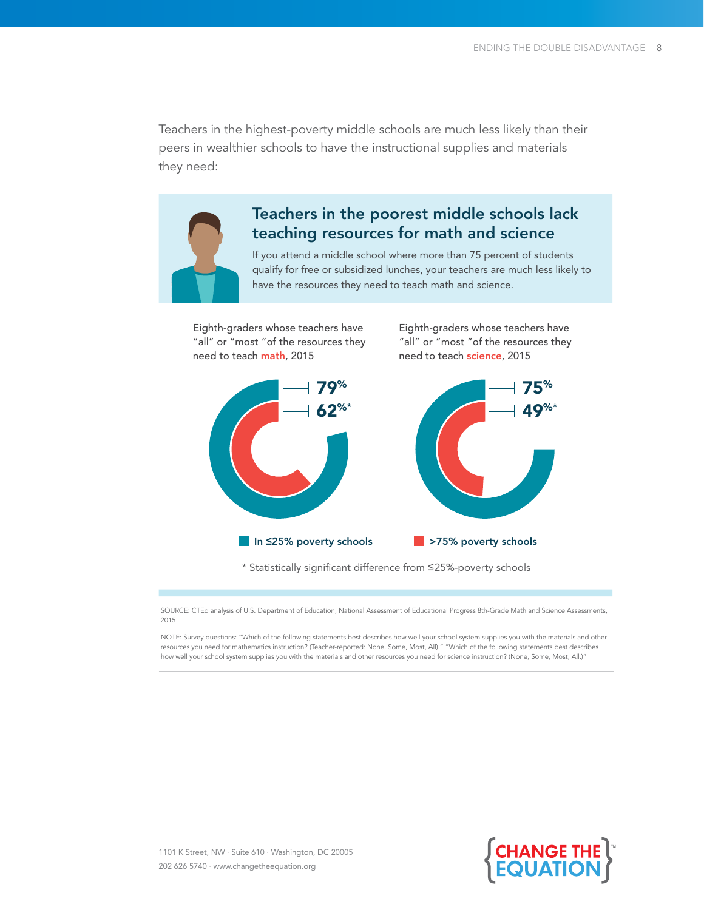Teachers in the highest-poverty middle schools are much less likely than their peers in wealthier schools to have the instructional supplies and materials they need:

## Teachers in the poorest middle schools lack teaching resources for math and science

If you attend a middle school where more than 75 percent of students qualify for free or subsidized lunches, your teachers are much less likely to have the resources they need to teach math and science.

Eighth-graders whose teachers have "all" or "most "of the resources they need to teach math, 2015

- 79%
- 62%*

Eighth-graders whose teachers have "all" or "most "of the resources they need to teach science, 2015

- 75%
- 49%*

In ≤25% poverty schools | >75% poverty schools

* Statistically significant difference from ≤25%-poverty schools

SOURCE: CTEq analysis of U.S. Department of Education, National Assessment of Educational Progress 8th-Grade Math and Science Assessments, 2015

NOTE: Survey questions: "Which of the following statements best describes how well your school system supplies you with the materials and other resources you need for mathematics instruction? (Teacher-reported: None, Some, Most, All)." "Which of the following statements best describes how well your school system supplies you with the materials and other resources you need for science instruction? (None, Some, Most, All.)"

1101 K Street, NW · Suite 610 · Washington, DC 20005
202 626 5740 · www.changetheequation.org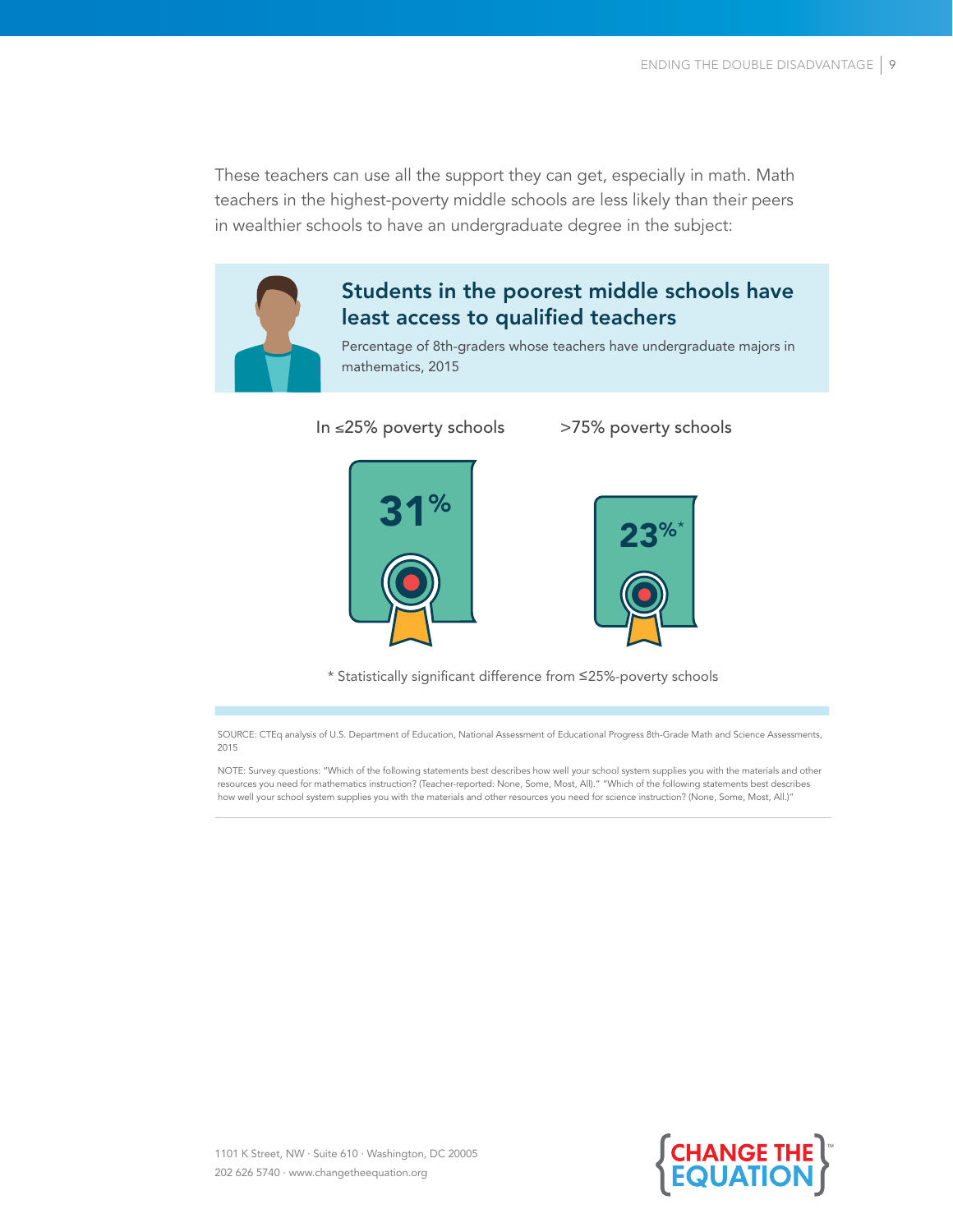These teachers can use all the support they can get, especially in math. Math teachers in the highest-poverty middle schools are less likely than their peers in wealthier schools to have an undergraduate degree in the subject:

## Students in the poorest middle schools have least access to qualified teachers

Percentage of 8th-graders whose teachers have undergraduate majors in mathematics, 2015

| In ≤25% poverty schools | >75% poverty schools |
| --- | --- |
| 31% | 23%* |

\* Statistically significant difference from ≤25%-poverty schools

SOURCE: CTEq analysis of U.S. Department of Education, National Assessment of Educational Progress 8th-Grade Math and Science Assessments, 2015

NOTE: Survey questions: "Which of the following statements best describes how well your school system supplies you with the materials and other resources you need for mathematics instruction? (Teacher-reported: None, Some, Most, All)." "Which of the following statements best describes how well your school system supplies you with the materials and other resources you need for science instruction? (None, Some, Most, All.)"

1101 K Street, NW · Suite 610 · Washington, DC 20005
202 626 5740 · www.changetheequation.org

CHANGE THE EQUATION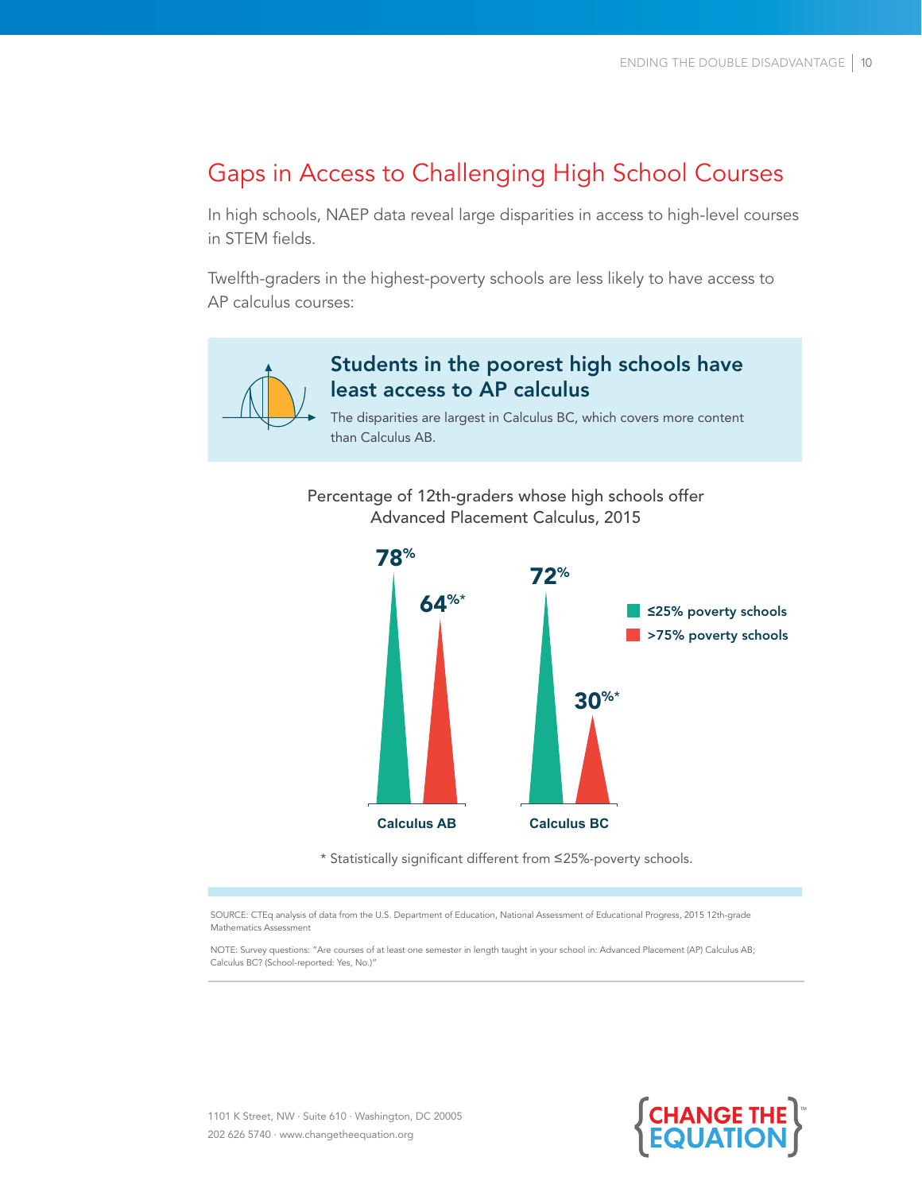## Gaps in Access to Challenging High School Courses

In high schools, NAEP data reveal large disparities in access to high-level courses in STEM fields.

Twelfth-graders in the highest-poverty schools are less likely to have access to AP calculus courses:

### Students in the poorest high schools have least access to AP calculus

The disparities are largest in Calculus BC, which covers more content than Calculus AB.

Percentage of 12th-graders whose high schools offer Advanced Placement Calculus, 2015

| | ≤25% poverty schools | >75% poverty schools |
|---|---|---|
| Calculus AB | 78% | 64%* |
| Calculus BC | 72% | 30%* |

* Statistically significant different from ≤25%-poverty schools.

SOURCE: CTEq analysis of data from the U.S. Department of Education, National Assessment of Educational Progress, 2015 12th-grade Mathematics Assessment

NOTE: Survey questions: "Are courses of at least one semester in length taught in your school in: Advanced Placement (AP) Calculus AB; Calculus BC? (School-reported: Yes, No.)"

1101 K Street, NW · Suite 610 · Washington, DC 20005
202 626 5740 · www.changetheequation.org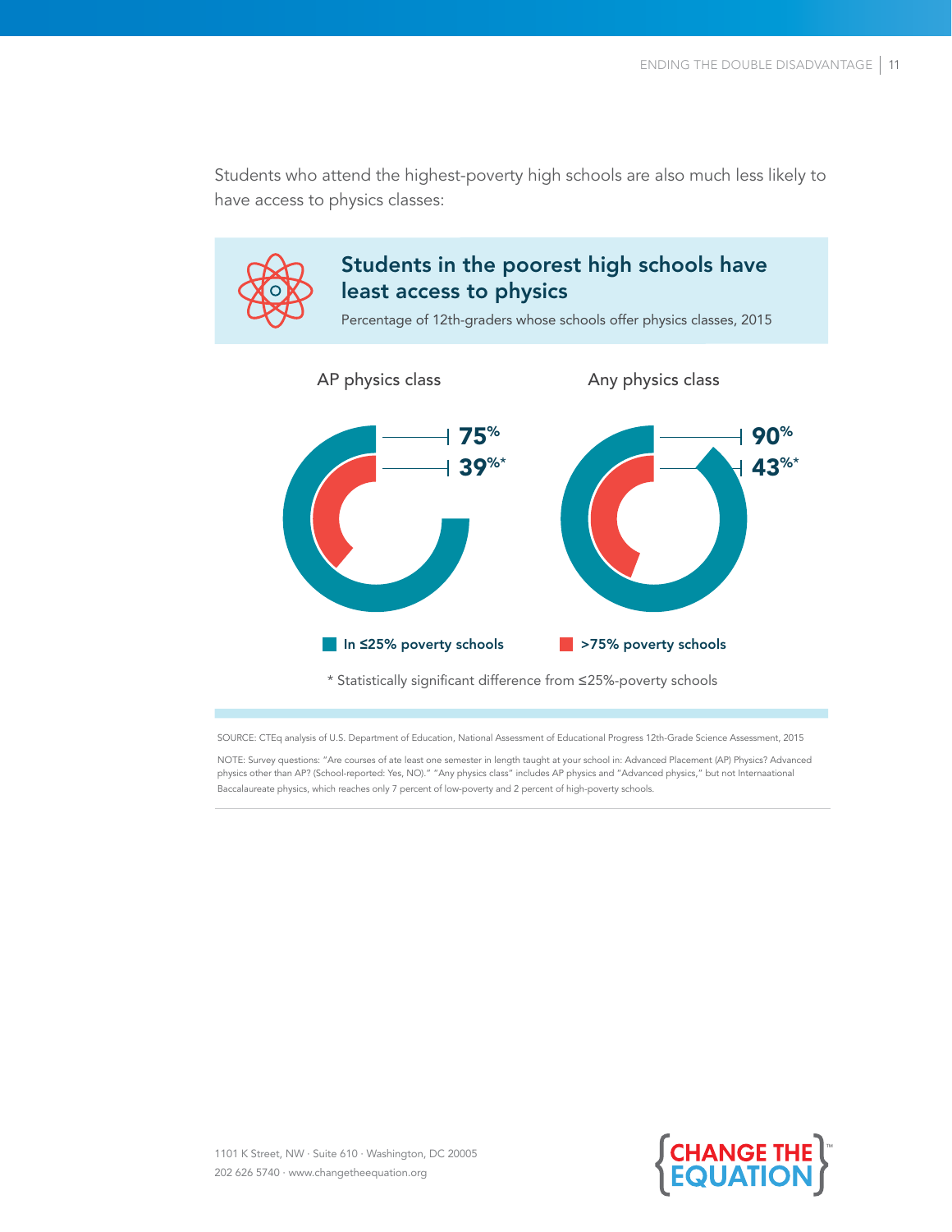Students who attend the highest-poverty high schools are also much less likely to have access to physics classes:

## Students in the poorest high schools have least access to physics

Percentage of 12th-graders whose schools offer physics classes, 2015

| | AP physics class | Any physics class |
| --- | --- | --- |
| In ≤25% poverty schools | 75% | 90% |
| >75% poverty schools | 39%* | 43%* |

* Statistically significant difference from ≤25%-poverty schools

SOURCE: CTEq analysis of U.S. Department of Education, National Assessment of Educational Progress 12th-Grade Science Assessment, 2015

NOTE: Survey questions: "Are courses of ate least one semester in length taught at your school in: Advanced Placement (AP) Physics? Advanced physics other than AP? (School-reported: Yes, NO)." "Any physics class" includes AP physics and "Advanced physics," but not Internaational Baccalaureate physics, which reaches only 7 percent of low-poverty and 2 percent of high-poverty schools.

1101 K Street, NW · Suite 610 · Washington, DC 20005
202 626 5740 · www.changetheequation.org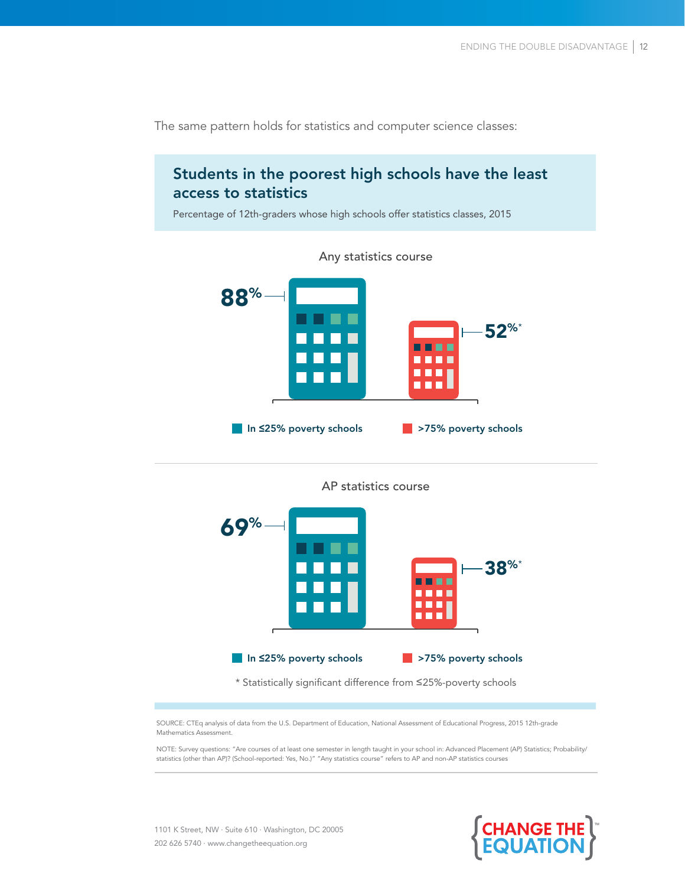The same pattern holds for statistics and computer science classes:

## Students in the poorest high schools have the least access to statistics

Percentage of 12th-graders whose high schools offer statistics classes, 2015

### Any statistics course

| | In ≤25% poverty schools | >75% poverty schools |
|---|---|---|
| Any statistics course | 88% | 52%* |

### AP statistics course

| | In ≤25% poverty schools | >75% poverty schools |
|---|---|---|
| AP statistics course | 69% | 38%* |

* Statistically significant difference from ≤25%-poverty schools

SOURCE: CTEq analysis of data from the U.S. Department of Education, National Assessment of Educational Progress, 2015 12th-grade Mathematics Assessment.

NOTE: Survey questions: "Are courses of at least one semester in length taught in your school in: Advanced Placement (AP) Statistics; Probability/statistics (other than AP)? (School-reported: Yes, No.)" "Any statistics course" refers to AP and non-AP statistics courses

1101 K Street, NW · Suite 610 · Washington, DC 20005
202 626 5740 · www.changetheequation.org

CHANGE THE EQUATION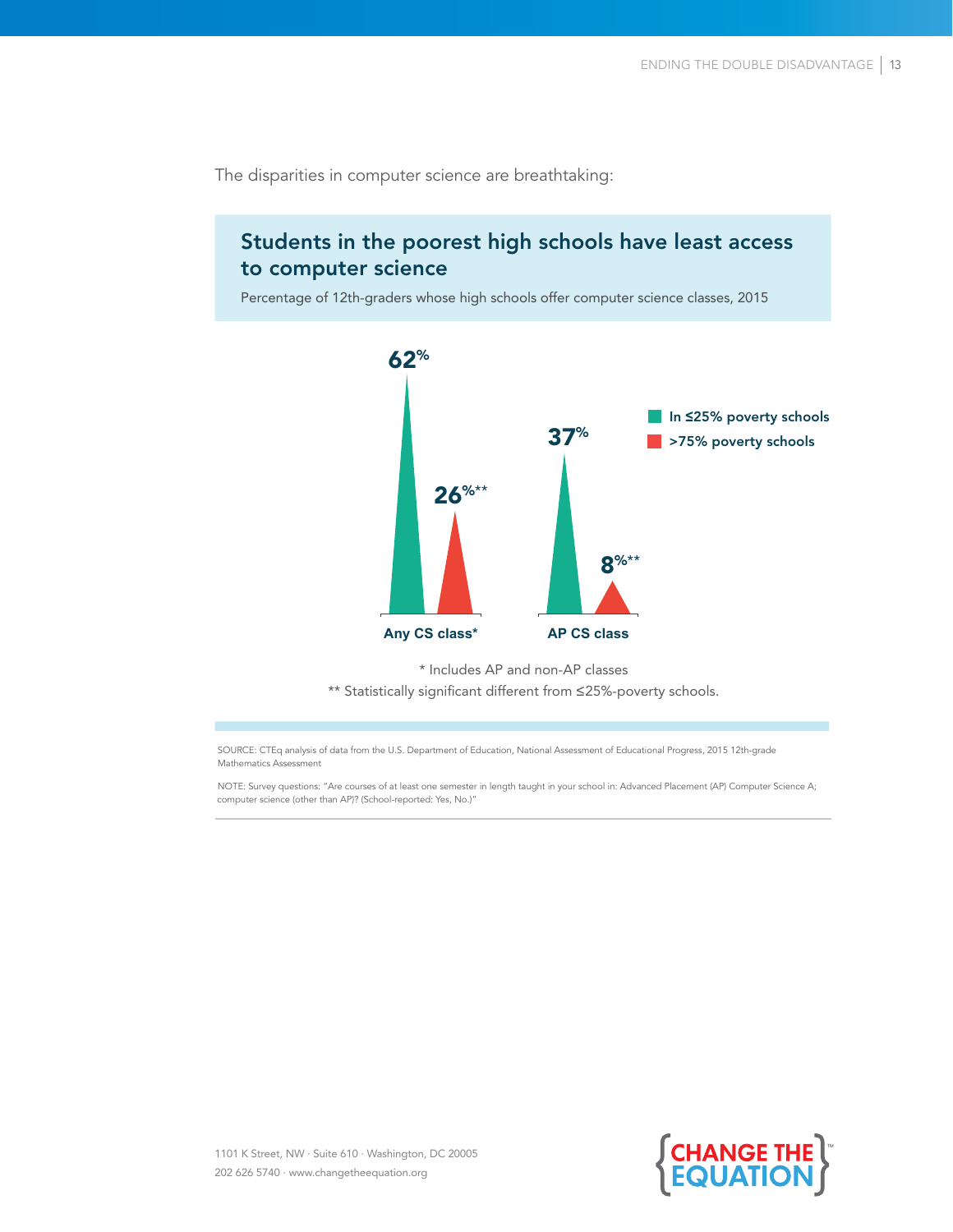The disparities in computer science are breathtaking:

## Students in the poorest high schools have least access to computer science

Percentage of 12th-graders whose high schools offer computer science classes, 2015

| | In ≤25% poverty schools | >75% poverty schools |
|---|---|---|
| Any CS class* | 62% | 26%** |
| AP CS class | 37% | 8%** |

\* Includes AP and non-AP classes

\** Statistically significant different from ≤25%-poverty schools.

SOURCE: CTEq analysis of data from the U.S. Department of Education, National Assessment of Educational Progress, 2015 12th-grade Mathematics Assessment

NOTE: Survey questions: "Are courses of at least one semester in length taught in your school in: Advanced Placement (AP) Computer Science A; computer science (other than AP)? (School-reported: Yes, No.)"

1101 K Street, NW · Suite 610 · Washington, DC 20005
202 626 5740 · www.changetheequation.org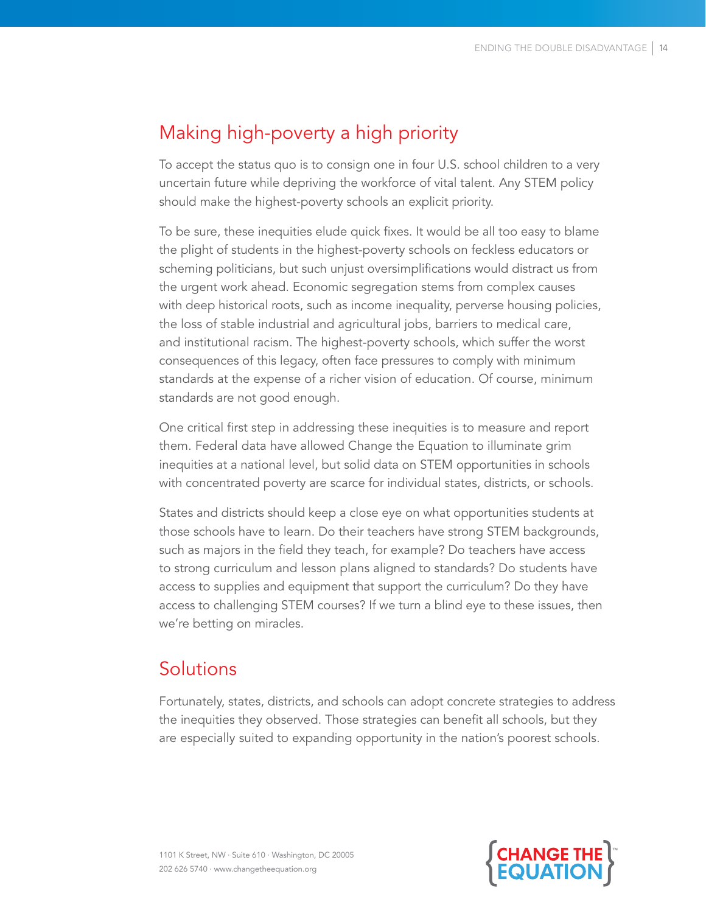## Making high-poverty a high priority

To accept the status quo is to consign one in four U.S. school children to a very uncertain future while depriving the workforce of vital talent. Any STEM policy should make the highest-poverty schools an explicit priority.

To be sure, these inequities elude quick fixes. It would be all too easy to blame the plight of students in the highest-poverty schools on feckless educators or scheming politicians, but such unjust oversimplifications would distract us from the urgent work ahead. Economic segregation stems from complex causes with deep historical roots, such as income inequality, perverse housing policies, the loss of stable industrial and agricultural jobs, barriers to medical care, and institutional racism. The highest-poverty schools, which suffer the worst consequences of this legacy, often face pressures to comply with minimum standards at the expense of a richer vision of education. Of course, minimum standards are not good enough.

One critical first step in addressing these inequities is to measure and report them. Federal data have allowed Change the Equation to illuminate grim inequities at a national level, but solid data on STEM opportunities in schools with concentrated poverty are scarce for individual states, districts, or schools.

States and districts should keep a close eye on what opportunities students at those schools have to learn. Do their teachers have strong STEM backgrounds, such as majors in the field they teach, for example? Do teachers have access to strong curriculum and lesson plans aligned to standards? Do students have access to supplies and equipment that support the curriculum? Do they have access to challenging STEM courses? If we turn a blind eye to these issues, then we're betting on miracles.

## Solutions

Fortunately, states, districts, and schools can adopt concrete strategies to address the inequities they observed. Those strategies can benefit all schools, but they are especially suited to expanding opportunity in the nation's poorest schools.

1101 K Street, NW · Suite 610 · Washington, DC 20005
202 626 5740 · www.changetheequation.org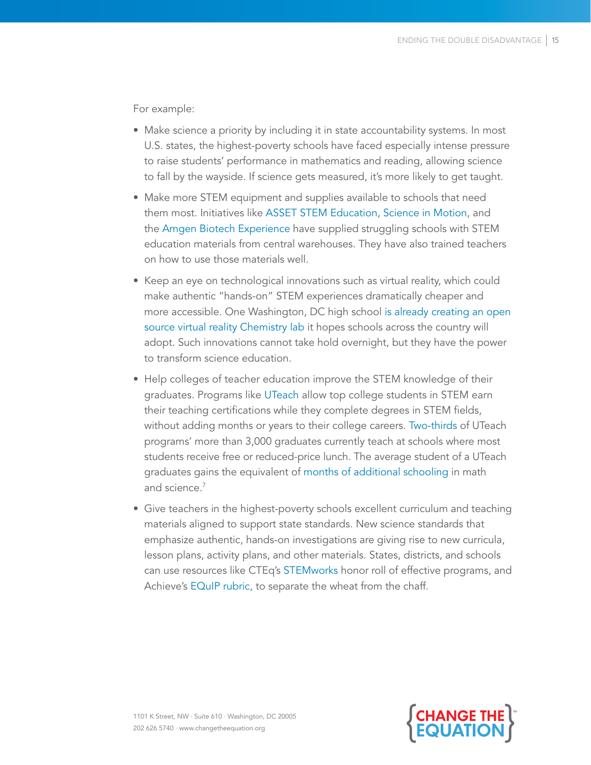For example:

- Make science a priority by including it in state accountability systems. In most U.S. states, the highest-poverty schools have faced especially intense pressure to raise students' performance in mathematics and reading, allowing science to fall by the wayside. If science gets measured, it's more likely to get taught.
- Make more STEM equipment and supplies available to schools that need them most. Initiatives like ASSET STEM Education, Science in Motion, and the Amgen Biotech Experience have supplied struggling schools with STEM education materials from central warehouses. They have also trained teachers on how to use those materials well.
- Keep an eye on technological innovations such as virtual reality, which could make authentic "hands-on" STEM experiences dramatically cheaper and more accessible. One Washington, DC high school is already creating an open source virtual reality Chemistry lab it hopes schools across the country will adopt. Such innovations cannot take hold overnight, but they have the power to transform science education.
- Help colleges of teacher education improve the STEM knowledge of their graduates. Programs like UTeach allow top college students in STEM earn their teaching certifications while they complete degrees in STEM fields, without adding months or years to their college careers. Two-thirds of UTeach programs' more than 3,000 graduates currently teach at schools where most students receive free or reduced-price lunch. The average student of a UTeach graduates gains the equivalent of months of additional schooling in math and science.[7]
- Give teachers in the highest-poverty schools excellent curriculum and teaching materials aligned to support state standards. New science standards that emphasize authentic, hands-on investigations are giving rise to new curricula, lesson plans, activity plans, and other materials. States, districts, and schools can use resources like CTEq's STEMworks honor roll of effective programs, and Achieve's EQuIP rubric, to separate the wheat from the chaff.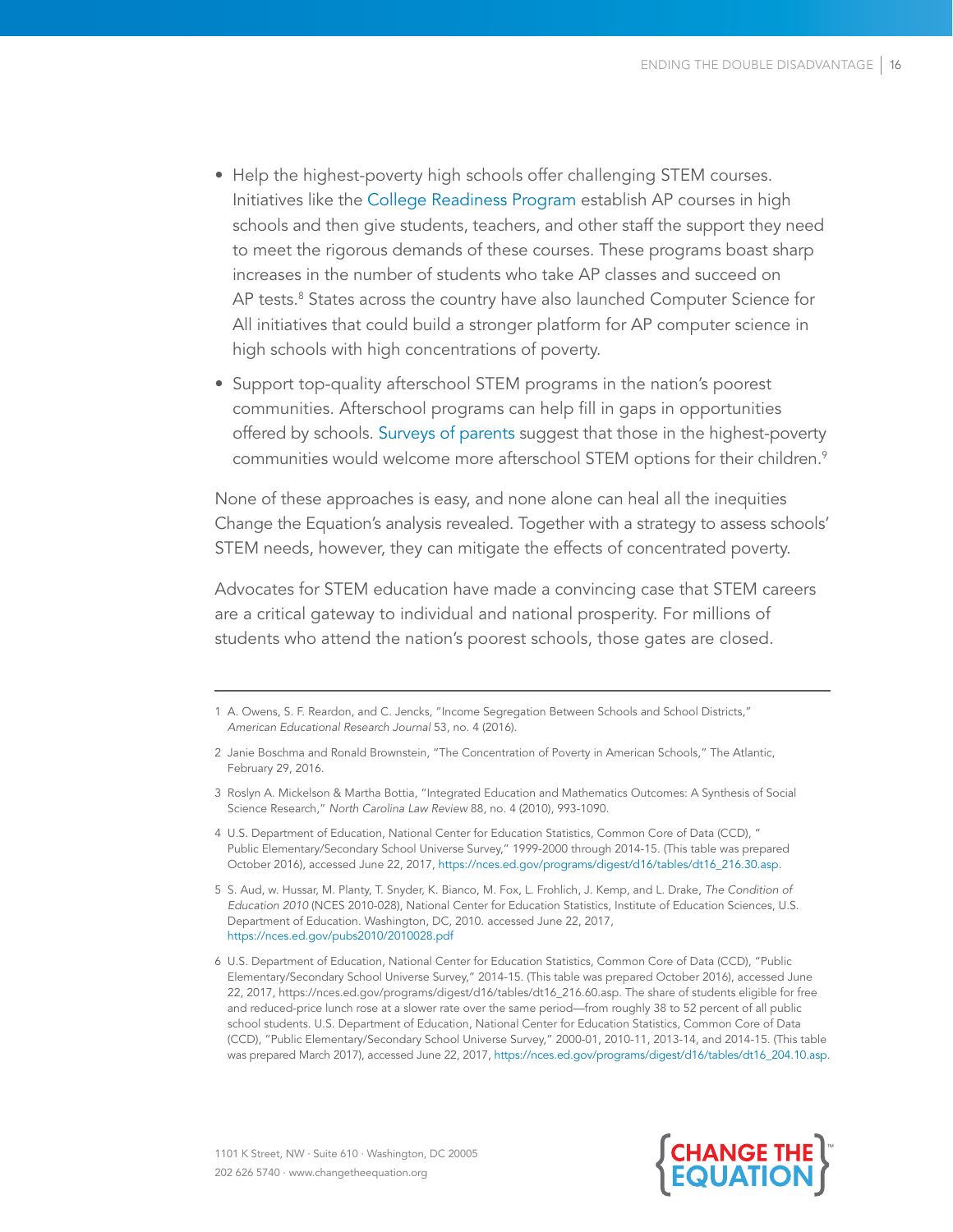- Help the highest-poverty high schools offer challenging STEM courses. Initiatives like the College Readiness Program establish AP courses in high schools and then give students, teachers, and other staff the support they need to meet the rigorous demands of these courses. These programs boast sharp increases in the number of students who take AP classes and succeed on AP tests.[8] States across the country have also launched Computer Science for All initiatives that could build a stronger platform for AP computer science in high schools with high concentrations of poverty.
- Support top-quality afterschool STEM programs in the nation's poorest communities. Afterschool programs can help fill in gaps in opportunities offered by schools. Surveys of parents suggest that those in the highest-poverty communities would welcome more afterschool STEM options for their children.[9]

None of these approaches is easy, and none alone can heal all the inequities Change the Equation's analysis revealed. Together with a strategy to assess schools' STEM needs, however, they can mitigate the effects of concentrated poverty.

Advocates for STEM education have made a convincing case that STEM careers are a critical gateway to individual and national prosperity. For millions of students who attend the nation's poorest schools, those gates are closed.

---

1 A. Owens, S. F. Reardon, and C. Jencks, "Income Segregation Between Schools and School Districts," *American Educational Research Journal* 53, no. 4 (2016).

2 Janie Boschma and Ronald Brownstein, "The Concentration of Poverty in American Schools," The Atlantic, February 29, 2016.

3 Roslyn A. Mickelson & Martha Bottia, "Integrated Education and Mathematics Outcomes: A Synthesis of Social Science Research," *North Carolina Law Review* 88, no. 4 (2010), 993-1090.

4 U.S. Department of Education, National Center for Education Statistics, Common Core of Data (CCD), " Public Elementary/Secondary School Universe Survey," 1999-2000 through 2014-15. (This table was prepared October 2016), accessed June 22, 2017, https://nces.ed.gov/programs/digest/d16/tables/dt16_216.30.asp.

5 S. Aud, w. Hussar, M. Planty, T. Snyder, K. Bianco, M. Fox, L. Frohlich, J. Kemp, and L. Drake, *The Condition of Education 2010* (NCES 2010-028), National Center for Education Statistics, Institute of Education Sciences, U.S. Department of Education. Washington, DC, 2010. accessed June 22, 2017, https://nces.ed.gov/pubs2010/2010028.pdf

6 U.S. Department of Education, National Center for Education Statistics, Common Core of Data (CCD), "Public Elementary/Secondary School Universe Survey," 2014-15. (This table was prepared October 2016), accessed June 22, 2017, https://nces.ed.gov/programs/digest/d16/tables/dt16_216.60.asp. The share of students eligible for free and reduced-price lunch rose at a slower rate over the same period—from roughly 38 to 52 percent of all public school students. U.S. Department of Education, National Center for Education Statistics, Common Core of Data (CCD), "Public Elementary/Secondary School Universe Survey," 2000-01, 2010-11, 2013-14, and 2014-15. (This table was prepared March 2017), accessed June 22, 2017, https://nces.ed.gov/programs/digest/d16/tables/dt16_204.10.asp.

1101 K Street, NW · Suite 610 · Washington, DC 20005
202 626 5740 · www.changetheequation.org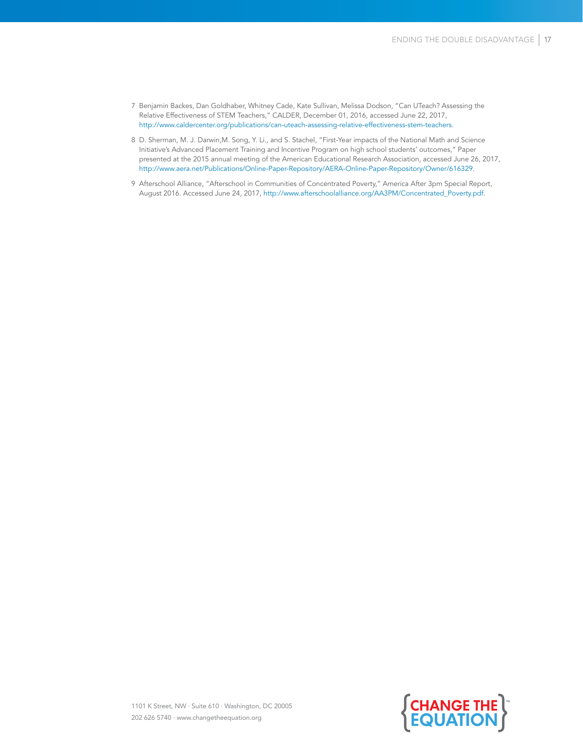7 Benjamin Backes, Dan Goldhaber, Whitney Cade, Kate Sullivan, Melissa Dodson, "Can UTeach? Assessing the Relative Effectiveness of STEM Teachers," CALDER, December 01, 2016, accessed June 22, 2017, http://www.caldercenter.org/publications/can-uteach-assessing-relative-effectiveness-stem-teachers.

8 D. Sherman, M. J. Darwin,M. Song, Y. Li., and S. Stachel, "First-Year impacts of the National Math and Science Initiative's Advanced Placement Training and Incentive Program on high school students' outcomes," Paper presented at the 2015 annual meeting of the American Educational Research Association, accessed June 26, 2017, http://www.aera.net/Publications/Online-Paper-Repository/AERA-Online-Paper-Repository/Owner/616329.

9 Afterschool Alliance, "Afterschool in Communities of Concentrated Poverty," America After 3pm Special Report, August 2016. Accessed June 24, 2017, http://www.afterschoolalliance.org/AA3PM/Concentrated_Poverty.pdf.

1101 K Street, NW · Suite 610 · Washington, DC 20005
202 626 5740 · www.changetheequation.org

CHANGE THE EQUATION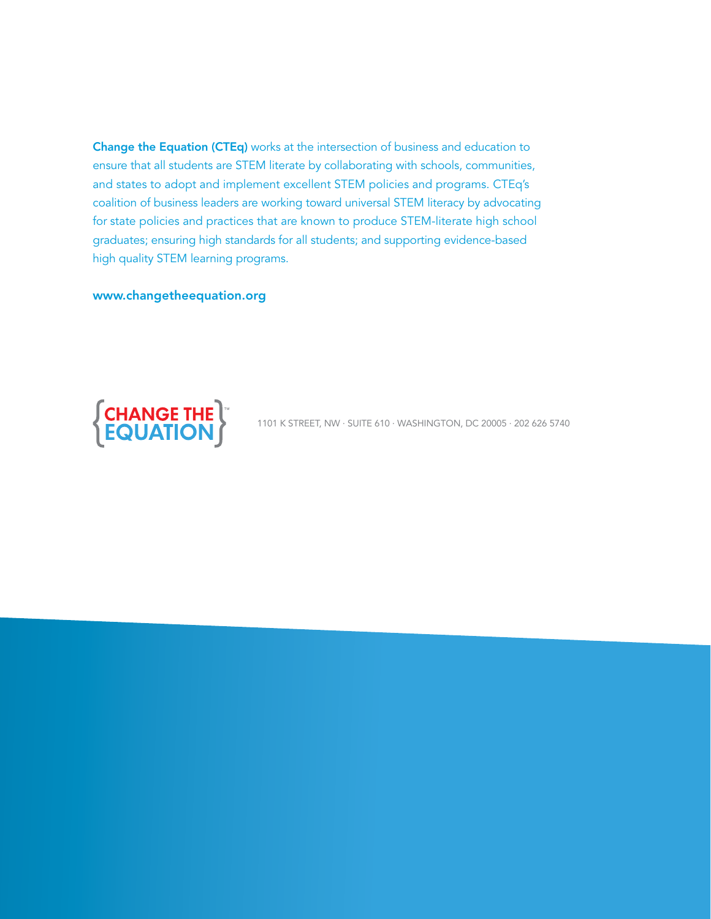**Change the Equation (CTEq)** works at the intersection of business and education to ensure that all students are STEM literate by collaborating with schools, communities, and states to adopt and implement excellent STEM policies and programs. CTEq's coalition of business leaders are working toward universal STEM literacy by advocating for state policies and practices that are known to produce STEM-literate high school graduates; ensuring high standards for all students; and supporting evidence-based high quality STEM learning programs.

**www.changetheequation.org**

{CHANGE THE EQUATION}™

1101 K STREET, NW · SUITE 610 · WASHINGTON, DC 20005 · 202 626 5740